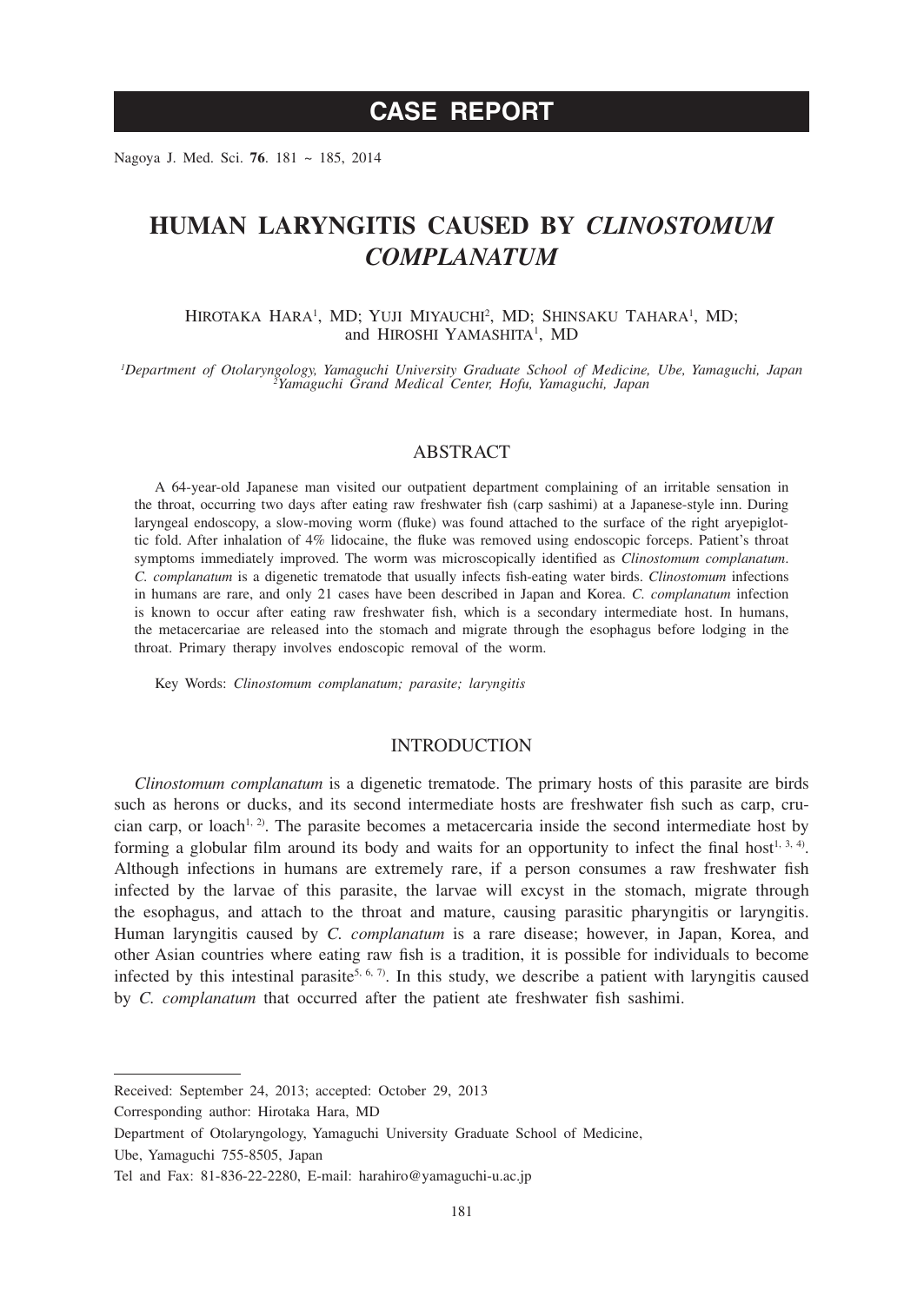# CASE REPORT

# HUMAN LARYNGITIS CAUSED BY *CLINOSTOMUM COMPLANATUM*

Hirotaka Hara[1], MD; Yuji Miyauchi[2], MD; Shinsaku Tahara[1], MD; and Hiroshi Yamashita[1], MD

[1]*Department of Otolaryngology, Yamaguchi University Graduate School of Medicine, Ube, Yamaguchi, Japan*
[2]*Yamaguchi Grand Medical Center, Hofu, Yamaguchi, Japan*

## ABSTRACT

A 64-year-old Japanese man visited our outpatient department complaining of an irritable sensation in the throat, occurring two days after eating raw freshwater fish (carp sashimi) at a Japanese-style inn. During laryngeal endoscopy, a slow-moving worm (fluke) was found attached to the surface of the right aryepiglottic fold. After inhalation of 4% lidocaine, the fluke was removed using endoscopic forceps. Patient's throat symptoms immediately improved. The worm was microscopically identified as *Clinostomum complanatum*. *C. complanatum* is a digenetic trematode that usually infects fish-eating water birds. *Clinostomum* infections in humans are rare, and only 21 cases have been described in Japan and Korea. *C. complanatum* infection is known to occur after eating raw freshwater fish, which is a secondary intermediate host. In humans, the metacercariae are released into the stomach and migrate through the esophagus before lodging in the throat. Primary therapy involves endoscopic removal of the worm.

Key Words: *Clinostomum complanatum; parasite; laryngitis*

## INTRODUCTION

*Clinostomum complanatum* is a digenetic trematode. The primary hosts of this parasite are birds such as herons or ducks, and its second intermediate hosts are freshwater fish such as carp, crucian carp, or loach[1, 2)]. The parasite becomes a metacercaria inside the second intermediate host by forming a globular film around its body and waits for an opportunity to infect the final host[1, 3, 4)]. Although infections in humans are extremely rare, if a person consumes a raw freshwater fish infected by the larvae of this parasite, the larvae will excyst in the stomach, migrate through the esophagus, and attach to the throat and mature, causing parasitic pharyngitis or laryngitis. Human laryngitis caused by *C. complanatum* is a rare disease; however, in Japan, Korea, and other Asian countries where eating raw fish is a tradition, it is possible for individuals to become infected by this intestinal parasite[5, 6, 7)]. In this study, we describe a patient with laryngitis caused by *C. complanatum* that occurred after the patient ate freshwater fish sashimi.

---

Received: September 24, 2013; accepted: October 29, 2013

Corresponding author: Hirotaka Hara, MD

Department of Otolaryngology, Yamaguchi University Graduate School of Medicine,

Ube, Yamaguchi 755-8505, Japan

Tel and Fax: 81-836-22-2280, E-mail: harahiro@yamaguchi-u.ac.jp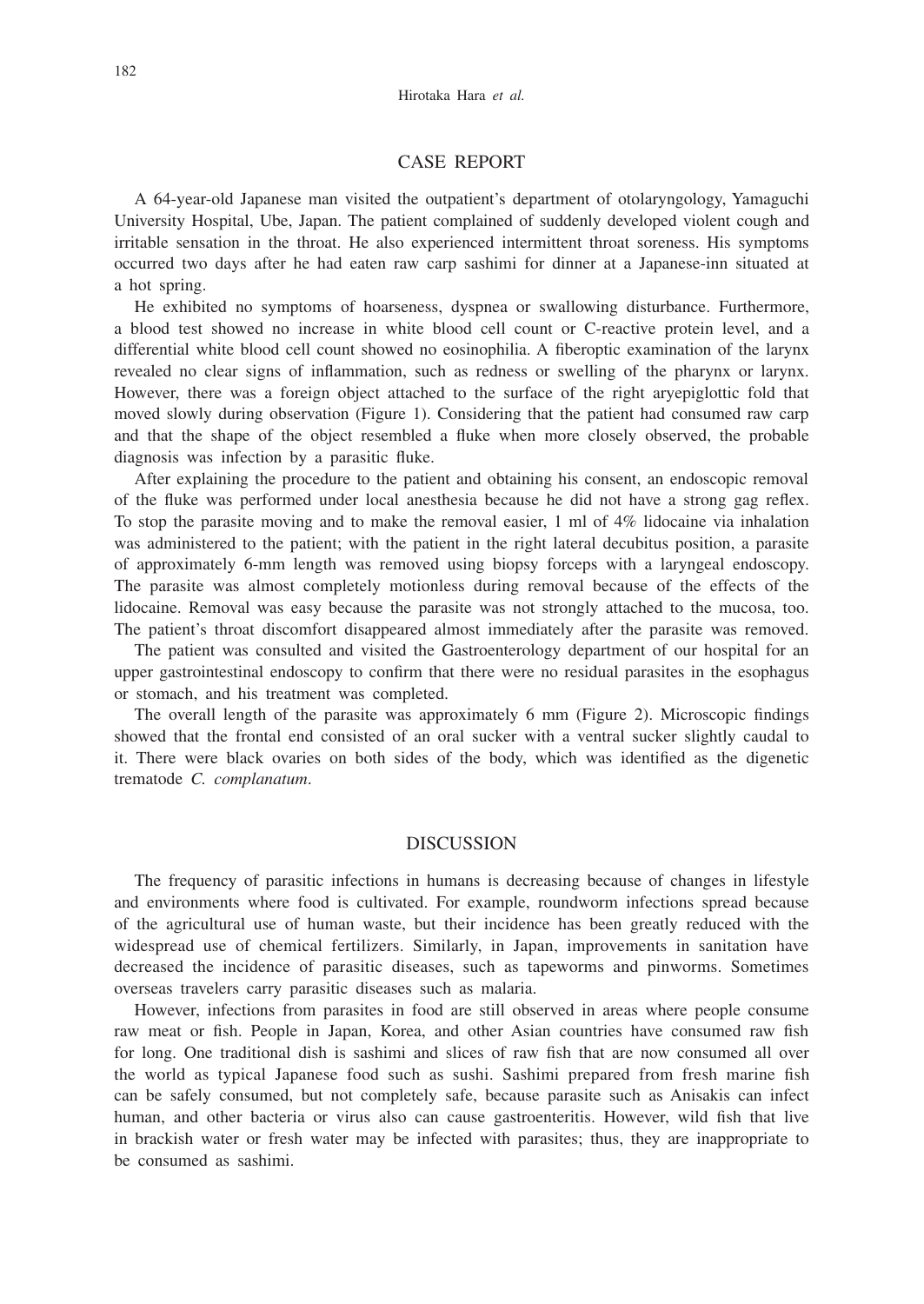## CASE REPORT

A 64-year-old Japanese man visited the outpatient's department of otolaryngology, Yamaguchi University Hospital, Ube, Japan. The patient complained of suddenly developed violent cough and irritable sensation in the throat. He also experienced intermittent throat soreness. His symptoms occurred two days after he had eaten raw carp sashimi for dinner at a Japanese-inn situated at a hot spring.

He exhibited no symptoms of hoarseness, dyspnea or swallowing disturbance. Furthermore, a blood test showed no increase in white blood cell count or C-reactive protein level, and a differential white blood cell count showed no eosinophilia. A fiberoptic examination of the larynx revealed no clear signs of inflammation, such as redness or swelling of the pharynx or larynx. However, there was a foreign object attached to the surface of the right aryepiglottic fold that moved slowly during observation (Figure 1). Considering that the patient had consumed raw carp and that the shape of the object resembled a fluke when more closely observed, the probable diagnosis was infection by a parasitic fluke.

After explaining the procedure to the patient and obtaining his consent, an endoscopic removal of the fluke was performed under local anesthesia because he did not have a strong gag reflex. To stop the parasite moving and to make the removal easier, 1 ml of 4% lidocaine via inhalation was administered to the patient; with the patient in the right lateral decubitus position, a parasite of approximately 6-mm length was removed using biopsy forceps with a laryngeal endoscopy. The parasite was almost completely motionless during removal because of the effects of the lidocaine. Removal was easy because the parasite was not strongly attached to the mucosa, too. The patient's throat discomfort disappeared almost immediately after the parasite was removed.

The patient was consulted and visited the Gastroenterology department of our hospital for an upper gastrointestinal endoscopy to confirm that there were no residual parasites in the esophagus or stomach, and his treatment was completed.

The overall length of the parasite was approximately 6 mm (Figure 2). Microscopic findings showed that the frontal end consisted of an oral sucker with a ventral sucker slightly caudal to it. There were black ovaries on both sides of the body, which was identified as the digenetic trematode *C. complanatum*.

## DISCUSSION

The frequency of parasitic infections in humans is decreasing because of changes in lifestyle and environments where food is cultivated. For example, roundworm infections spread because of the agricultural use of human waste, but their incidence has been greatly reduced with the widespread use of chemical fertilizers. Similarly, in Japan, improvements in sanitation have decreased the incidence of parasitic diseases, such as tapeworms and pinworms. Sometimes overseas travelers carry parasitic diseases such as malaria.

However, infections from parasites in food are still observed in areas where people consume raw meat or fish. People in Japan, Korea, and other Asian countries have consumed raw fish for long. One traditional dish is sashimi and slices of raw fish that are now consumed all over the world as typical Japanese food such as sushi. Sashimi prepared from fresh marine fish can be safely consumed, but not completely safe, because parasite such as Anisakis can infect human, and other bacteria or virus also can cause gastroenteritis. However, wild fish that live in brackish water or fresh water may be infected with parasites; thus, they are inappropriate to be consumed as sashimi.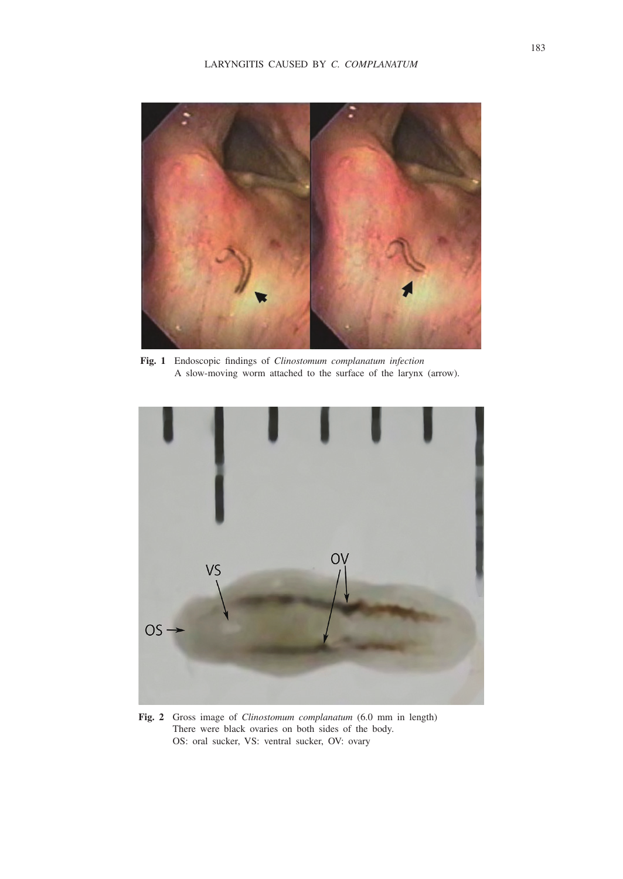**Fig. 1** Endoscopic findings of *Clinostomum complanatum infection*
A slow-moving worm attached to the surface of the larynx (arrow).

**Fig. 2** Gross image of *Clinostomum complanatum* (6.0 mm in length)
There were black ovaries on both sides of the body.
OS: oral sucker, VS: ventral sucker, OV: ovary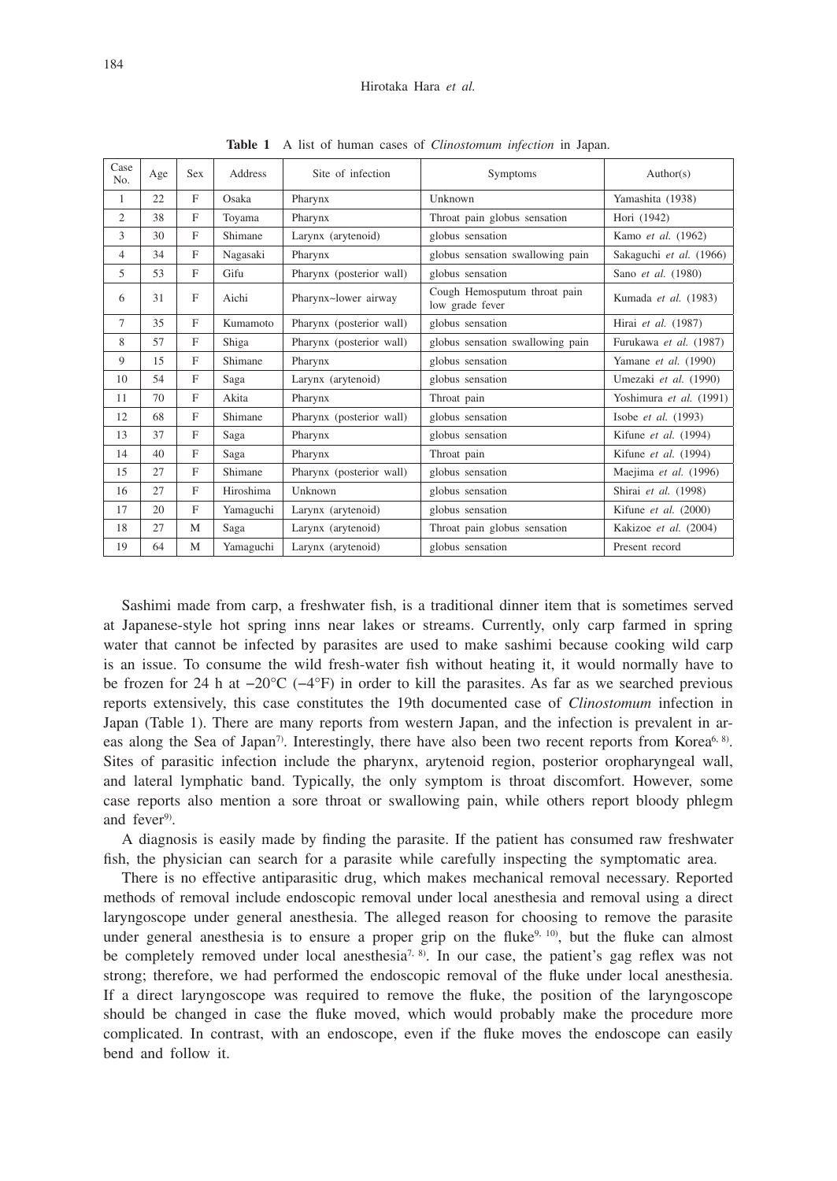**Table 1** A list of human cases of *Clinostomum infection* in Japan.

| Case No. | Age | Sex | Address | Site of infection | Symptoms | Author(s) |
|---|---|---|---|---|---|---|
| 1 | 22 | F | Osaka | Pharynx | Unknown | Yamashita (1938) |
| 2 | 38 | F | Toyama | Pharynx | Throat pain globus sensation | Hori (1942) |
| 3 | 30 | F | Shimane | Larynx (arytenoid) | globus sensation | Kamo *et al.* (1962) |
| 4 | 34 | F | Nagasaki | Pharynx | globus sensation swallowing pain | Sakaguchi *et al.* (1966) |
| 5 | 53 | F | Gifu | Pharynx (posterior wall) | globus sensation | Sano *et al.* (1980) |
| 6 | 31 | F | Aichi | Pharynx~lower airway | Cough Hemosputum throat pain low grade fever | Kumada *et al.* (1983) |
| 7 | 35 | F | Kumamoto | Pharynx (posterior wall) | globus sensation | Hirai *et al.* (1987) |
| 8 | 57 | F | Shiga | Pharynx (posterior wall) | globus sensation swallowing pain | Furukawa *et al.* (1987) |
| 9 | 15 | F | Shimane | Pharynx | globus sensation | Yamane *et al.* (1990) |
| 10 | 54 | F | Saga | Larynx (arytenoid) | globus sensation | Umezaki *et al.* (1990) |
| 11 | 70 | F | Akita | Pharynx | Throat pain | Yoshimura *et al.* (1991) |
| 12 | 68 | F | Shimane | Pharynx (posterior wall) | globus sensation | Isobe *et al.* (1993) |
| 13 | 37 | F | Saga | Pharynx | globus sensation | Kifune *et al.* (1994) |
| 14 | 40 | F | Saga | Pharynx | Throat pain | Kifune *et al.* (1994) |
| 15 | 27 | F | Shimane | Pharynx (posterior wall) | globus sensation | Maejima *et al.* (1996) |
| 16 | 27 | F | Hiroshima | Unknown | globus sensation | Shirai *et al.* (1998) |
| 17 | 20 | F | Yamaguchi | Larynx (arytenoid) | globus sensation | Kifune *et al.* (2000) |
| 18 | 27 | M | Saga | Larynx (arytenoid) | Throat pain globus sensation | Kakizoe *et al.* (2004) |
| 19 | 64 | M | Yamaguchi | Larynx (arytenoid) | globus sensation | Present record |

Sashimi made from carp, a freshwater fish, is a traditional dinner item that is sometimes served at Japanese-style hot spring inns near lakes or streams. Currently, only carp farmed in spring water that cannot be infected by parasites are used to make sashimi because cooking wild carp is an issue. To consume the wild fresh-water fish without heating it, it would normally have to be frozen for 24 h at −20°C (−4°F) in order to kill the parasites. As far as we searched previous reports extensively, this case constitutes the 19th documented case of *Clinostomum* infection in Japan (Table 1). There are many reports from western Japan, and the infection is prevalent in areas along the Sea of Japan[7]. Interestingly, there have also been two recent reports from Korea[6, 8]. Sites of parasitic infection include the pharynx, arytenoid region, posterior oropharyngeal wall, and lateral lymphatic band. Typically, the only symptom is throat discomfort. However, some case reports also mention a sore throat or swallowing pain, while others report bloody phlegm and fever[9].

A diagnosis is easily made by finding the parasite. If the patient has consumed raw freshwater fish, the physician can search for a parasite while carefully inspecting the symptomatic area.

There is no effective antiparasitic drug, which makes mechanical removal necessary. Reported methods of removal include endoscopic removal under local anesthesia and removal using a direct laryngoscope under general anesthesia. The alleged reason for choosing to remove the parasite under general anesthesia is to ensure a proper grip on the fluke[9, 10], but the fluke can almost be completely removed under local anesthesia[7, 8]. In our case, the patient's gag reflex was not strong; therefore, we had performed the endoscopic removal of the fluke under local anesthesia. If a direct laryngoscope was required to remove the fluke, the position of the laryngoscope should be changed in case the fluke moved, which would probably make the procedure more complicated. In contrast, with an endoscope, even if the fluke moves the endoscope can easily bend and follow it.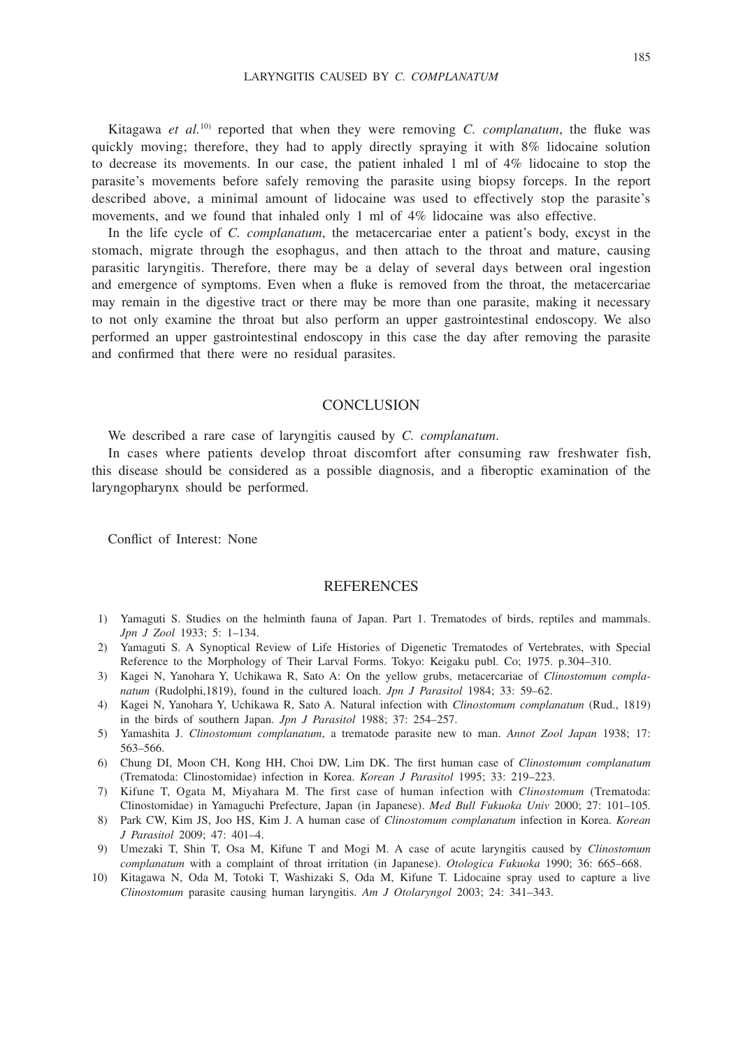Kitagawa *et al.*[10] reported that when they were removing *C. complanatum*, the fluke was quickly moving; therefore, they had to apply directly spraying it with 8% lidocaine solution to decrease its movements. In our case, the patient inhaled 1 ml of 4% lidocaine to stop the parasite's movements before safely removing the parasite using biopsy forceps. In the report described above, a minimal amount of lidocaine was used to effectively stop the parasite's movements, and we found that inhaled only 1 ml of 4% lidocaine was also effective.

In the life cycle of *C. complanatum*, the metacercariae enter a patient's body, excyst in the stomach, migrate through the esophagus, and then attach to the throat and mature, causing parasitic laryngitis. Therefore, there may be a delay of several days between oral ingestion and emergence of symptoms. Even when a fluke is removed from the throat, the metacercariae may remain in the digestive tract or there may be more than one parasite, making it necessary to not only examine the throat but also perform an upper gastrointestinal endoscopy. We also performed an upper gastrointestinal endoscopy in this case the day after removing the parasite and confirmed that there were no residual parasites.

## CONCLUSION

We described a rare case of laryngitis caused by *C. complanatum*.

In cases where patients develop throat discomfort after consuming raw freshwater fish, this disease should be considered as a possible diagnosis, and a fiberoptic examination of the laryngopharynx should be performed.

Conflict of Interest: None

## REFERENCES

1) Yamaguti S. Studies on the helminth fauna of Japan. Part 1. Trematodes of birds, reptiles and mammals. *Jpn J Zool* 1933; 5: 1–134.
2) Yamaguti S. A Synoptical Review of Life Histories of Digenetic Trematodes of Vertebrates, with Special Reference to the Morphology of Their Larval Forms. Tokyo: Keigaku publ. Co; 1975. p.304–310.
3) Kagei N, Yanohara Y, Uchikawa R, Sato A: On the yellow grubs, metacercariae of *Clinostomum complanatum* (Rudolphi,1819), found in the cultured loach. *Jpn J Parasitol* 1984; 33: 59–62.
4) Kagei N, Yanohara Y, Uchikawa R, Sato A. Natural infection with *Clinostomum complanatum* (Rud., 1819) in the birds of southern Japan. *Jpn J Parasitol* 1988; 37: 254–257.
5) Yamashita J. *Clinostomum complanatum*, a trematode parasite new to man. *Annot Zool Japan* 1938; 17: 563–566.
6) Chung DI, Moon CH, Kong HH, Choi DW, Lim DK. The first human case of *Clinostomum complanatum* (Trematoda: Clinostomidae) infection in Korea. *Korean J Parasitol* 1995; 33: 219–223.
7) Kifune T, Ogata M, Miyahara M. The first case of human infection with *Clinostomum* (Trematoda: Clinostomidae) in Yamaguchi Prefecture, Japan (in Japanese). *Med Bull Fukuoka Univ* 2000; 27: 101–105.
8) Park CW, Kim JS, Joo HS, Kim J. A human case of *Clinostomum complanatum* infection in Korea. *Korean J Parasitol* 2009; 47: 401–4.
9) Umezaki T, Shin T, Osa M, Kifune T and Mogi M. A case of acute laryngitis caused by *Clinostomum complanatum* with a complaint of throat irritation (in Japanese). *Otologica Fukuoka* 1990; 36: 665–668.
10) Kitagawa N, Oda M, Totoki T, Washizaki S, Oda M, Kifune T. Lidocaine spray used to capture a live *Clinostomum* parasite causing human laryngitis. *Am J Otolaryngol* 2003; 24: 341–343.